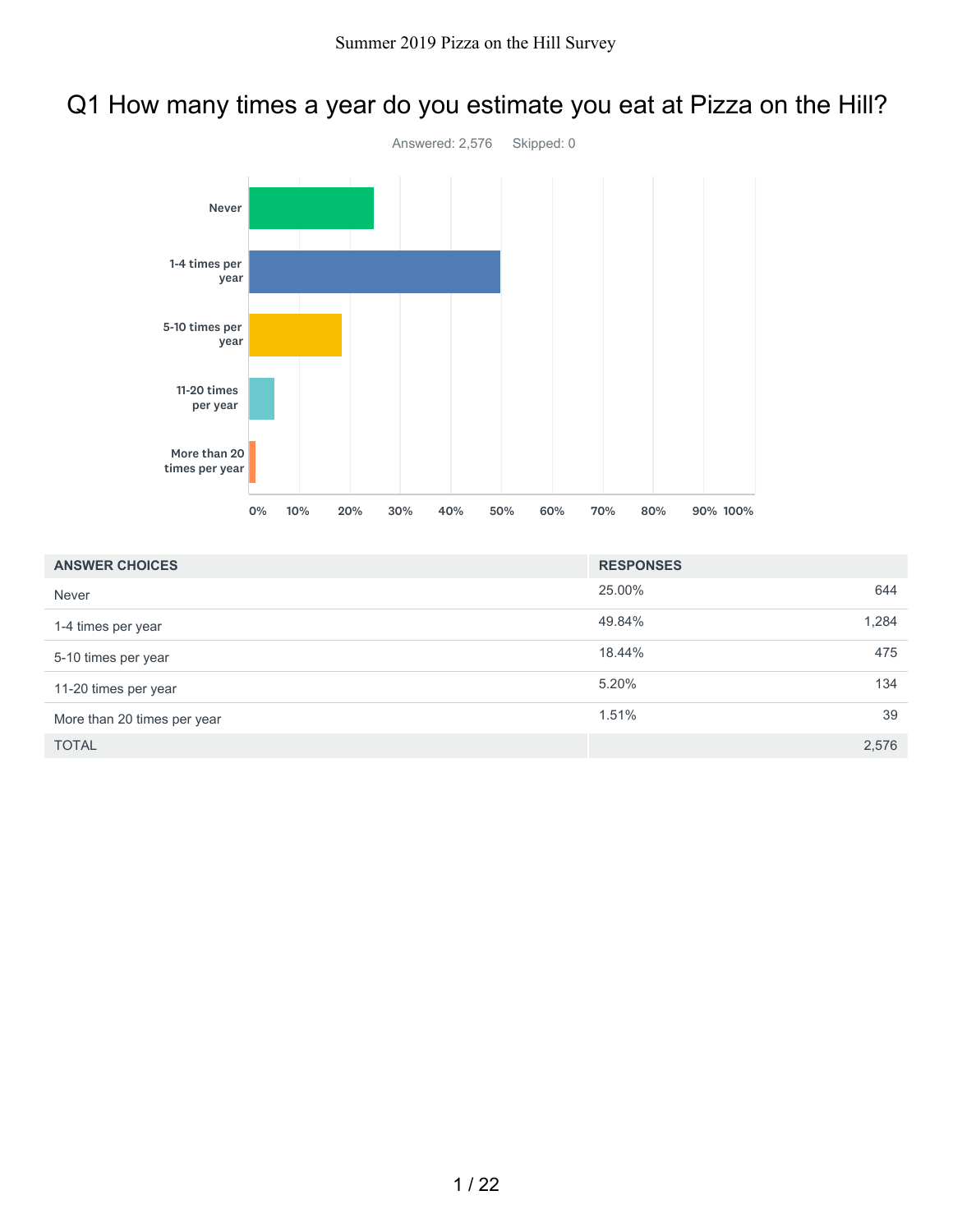# Q1 How many times a year do you estimate you eat at Pizza on the Hill?

Answered: 2,576 Skipped: 0

| ANSWER CHOICES | RESPONSES | |
|---|---|---|
| Never | 25.00% | 644 |
| 1-4 times per year | 49.84% | 1,284 |
| 5-10 times per year | 18.44% | 475 |
| 11-20 times per year | 5.20% | 134 |
| More than 20 times per year | 1.51% | 39 |
| TOTAL | | 2,576 |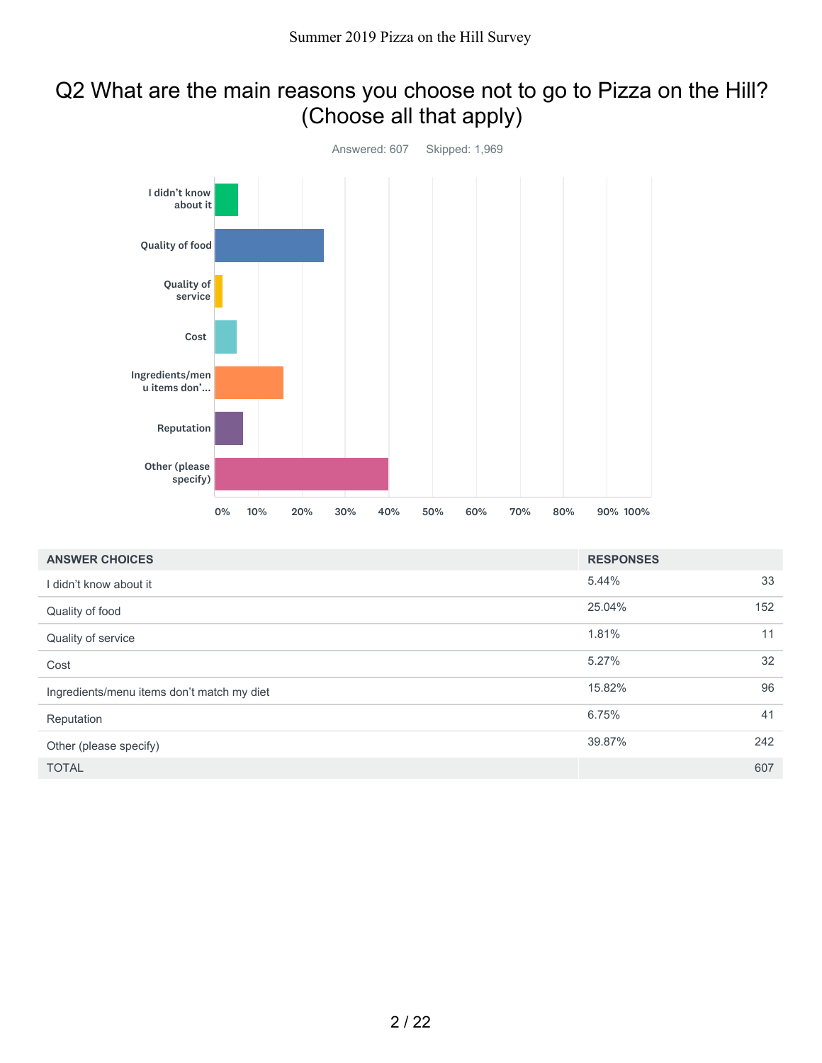# Q2 What are the main reasons you choose not to go to Pizza on the Hill? (Choose all that apply)

Answered: 607 Skipped: 1,969

| ANSWER CHOICES | RESPONSES | |
|---|---|---|
| I didn't know about it | 5.44% | 33 |
| Quality of food | 25.04% | 152 |
| Quality of service | 1.81% | 11 |
| Cost | 5.27% | 32 |
| Ingredients/menu items don't match my diet | 15.82% | 96 |
| Reputation | 6.75% | 41 |
| Other (please specify) | 39.87% | 242 |
| TOTAL | | 607 |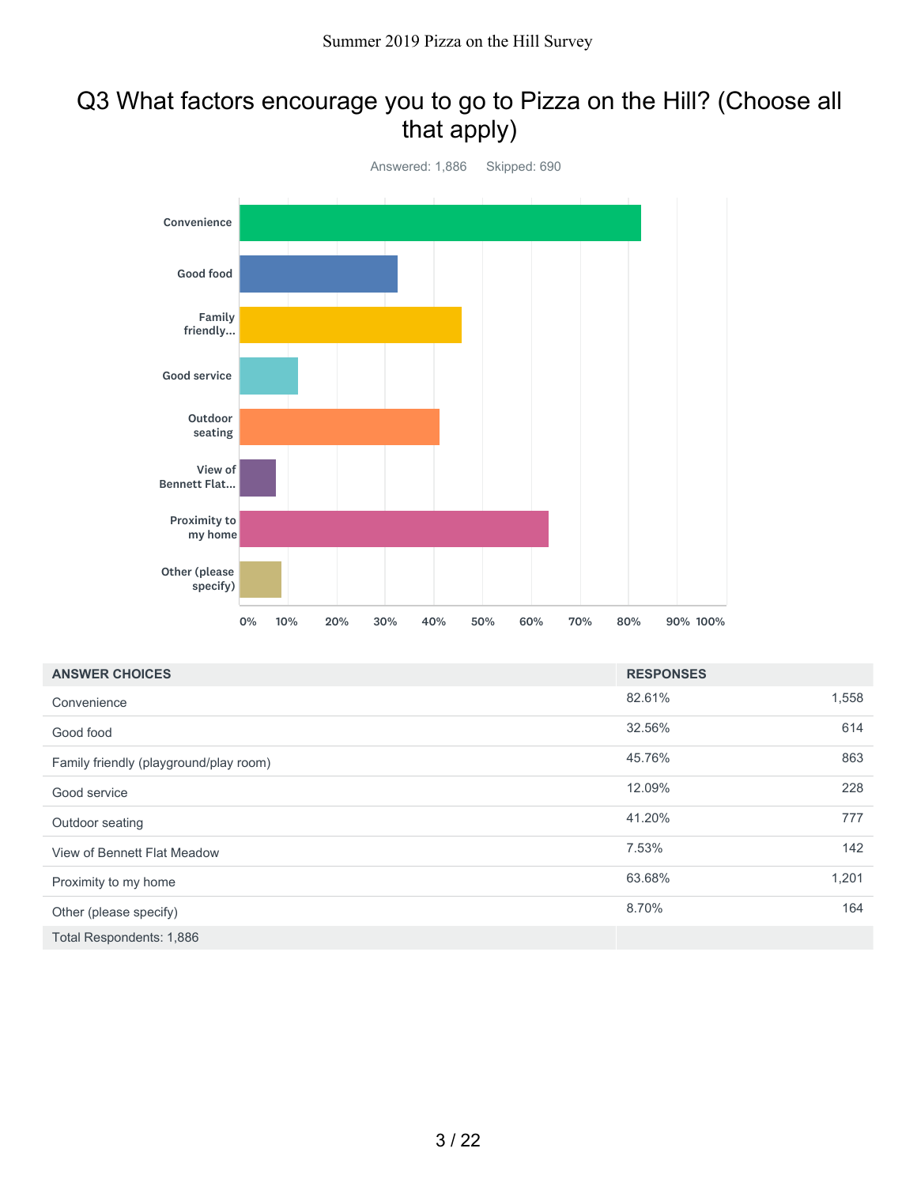# Q3 What factors encourage you to go to Pizza on the Hill? (Choose all that apply)

Answered: 1,886    Skipped: 690

| ANSWER CHOICES | RESPONSES | |
|---|---|---|
| Convenience | 82.61% | 1,558 |
| Good food | 32.56% | 614 |
| Family friendly (playground/play room) | 45.76% | 863 |
| Good service | 12.09% | 228 |
| Outdoor seating | 41.20% | 777 |
| View of Bennett Flat Meadow | 7.53% | 142 |
| Proximity to my home | 63.68% | 1,201 |
| Other (please specify) | 8.70% | 164 |
| Total Respondents: 1,886 | | |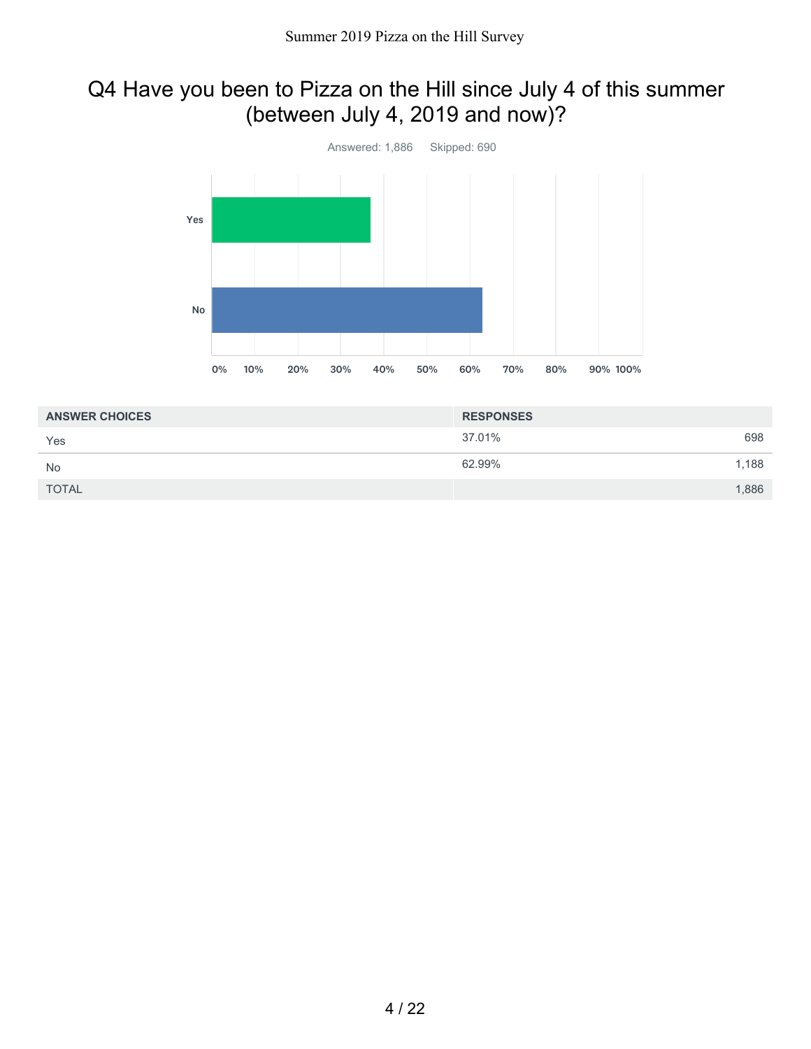# Q4 Have you been to Pizza on the Hill since July 4 of this summer (between July 4, 2019 and now)?

Answered: 1,886 Skipped: 690

| ANSWER CHOICES | RESPONSES | |
|---|---|---|
| Yes | 37.01% | 698 |
| No | 62.99% | 1,188 |
| TOTAL | | 1,886 |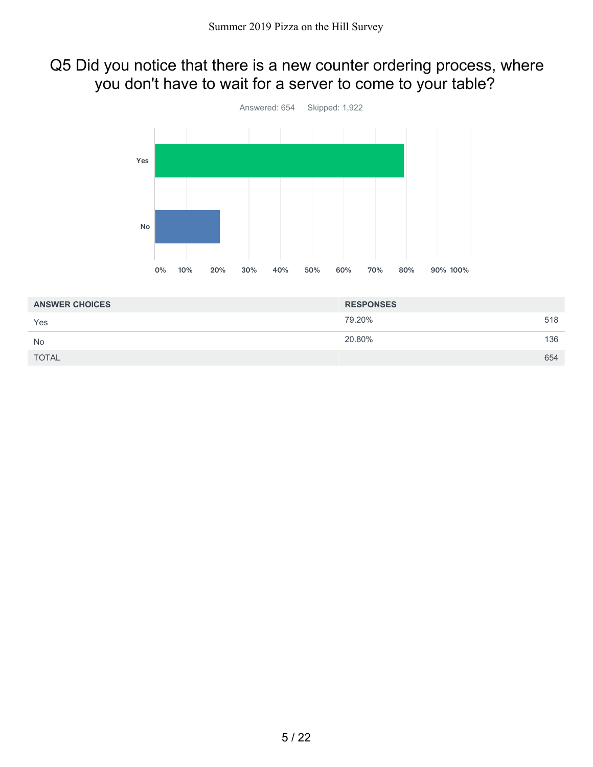## Q5 Did you notice that there is a new counter ordering process, where you don't have to wait for a server to come to your table?

Answered: 654    Skipped: 1,922

| ANSWER CHOICES | RESPONSES | |
|---|---|---|
| Yes | 79.20% | 518 |
| No | 20.80% | 136 |
| TOTAL | | 654 |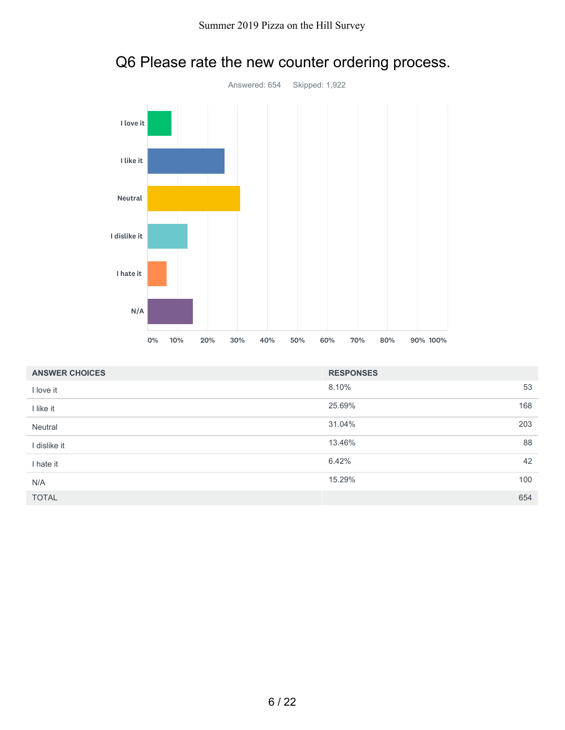# Q6 Please rate the new counter ordering process.

Answered: 654    Skipped: 1,922

| ANSWER CHOICES | RESPONSES | |
|---|---|---|
| I love it | 8.10% | 53 |
| I like it | 25.69% | 168 |
| Neutral | 31.04% | 203 |
| I dislike it | 13.46% | 88 |
| I hate it | 6.42% | 42 |
| N/A | 15.29% | 100 |
| TOTAL | | 654 |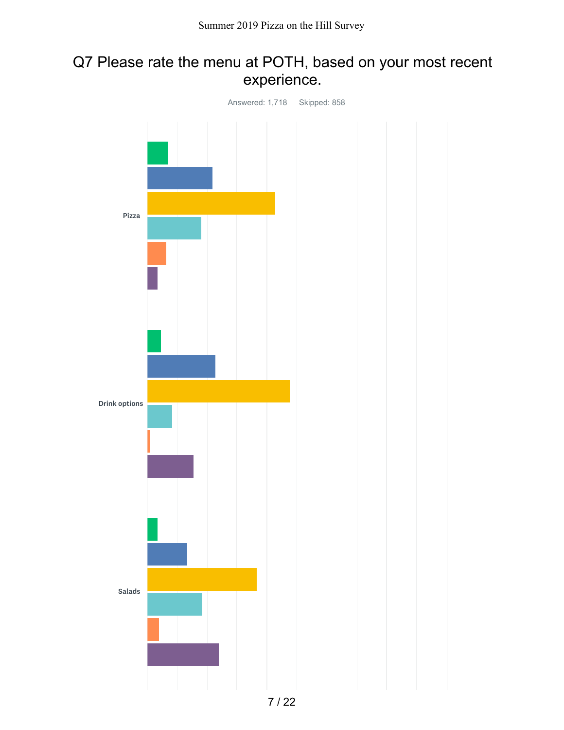# Q7 Please rate the menu at POTH, based on your most recent experience.

Answered: 1,718 Skipped: 858

Pizza

Drink options

Salads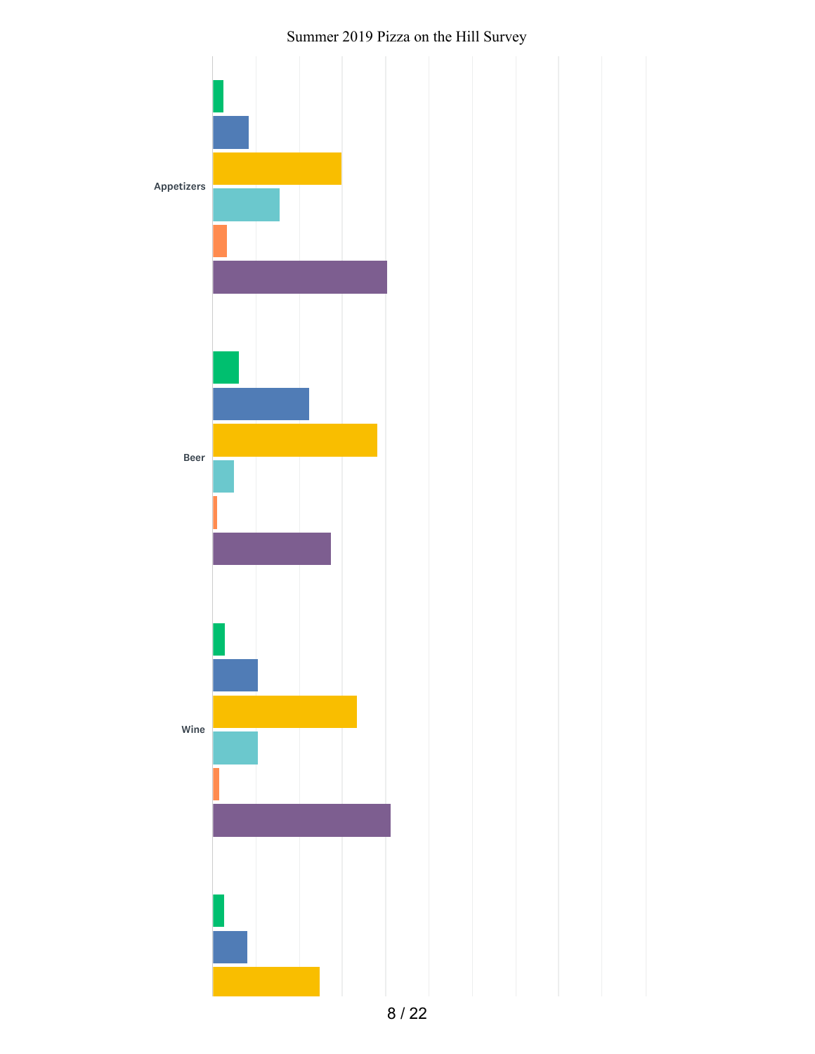Summer 2019 Pizza on the Hill Survey

Appetizers

Beer

Wine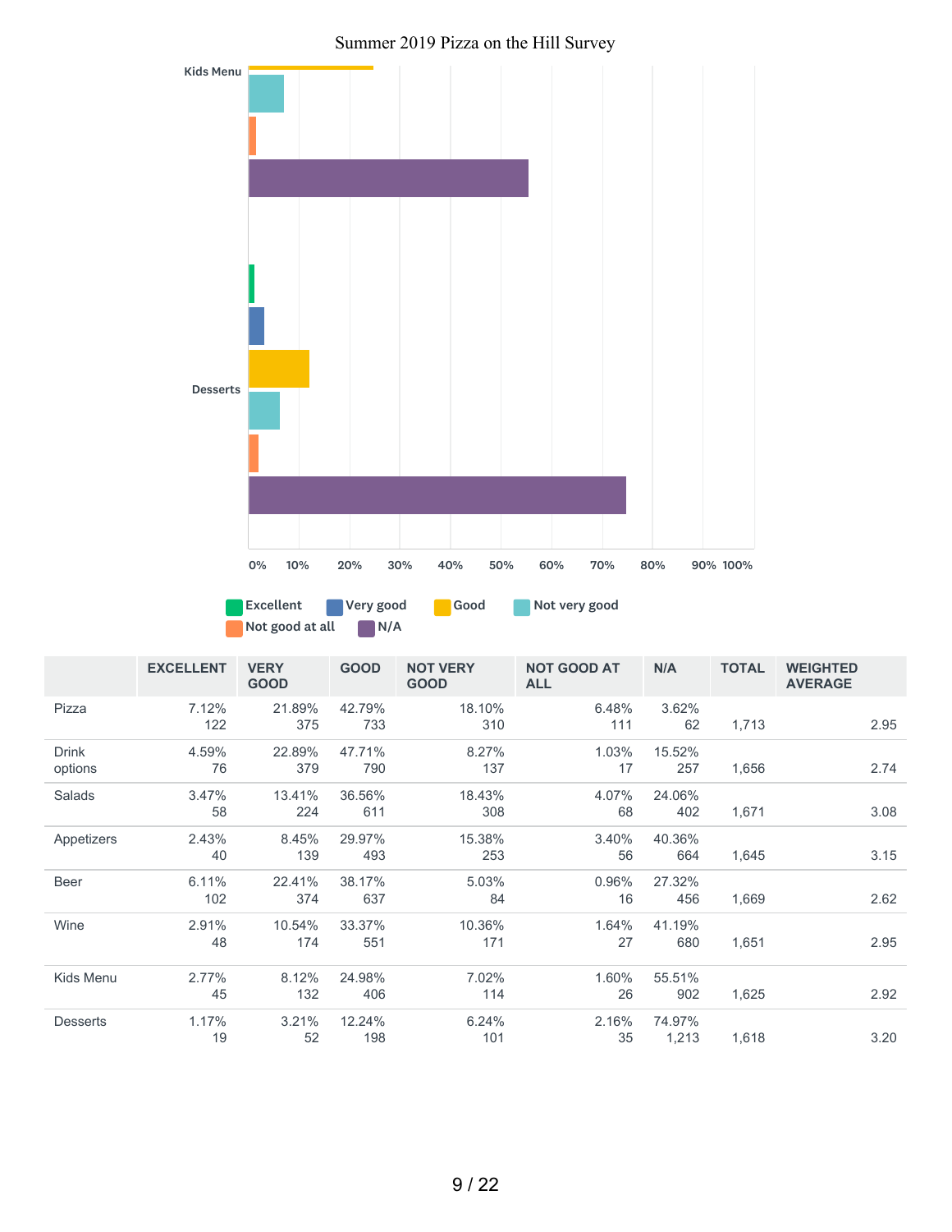Summer 2019 Pizza on the Hill Survey

| | EXCELLENT | VERY GOOD | GOOD | NOT VERY GOOD | NOT GOOD AT ALL | N/A | TOTAL | WEIGHTED AVERAGE |
|---|---|---|---|---|---|---|---|---|
| Pizza | 7.12% 122 | 21.89% 375 | 42.79% 733 | 18.10% 310 | 6.48% 111 | 3.62% 62 | 1,713 | 2.95 |
| Drink options | 4.59% 76 | 22.89% 379 | 47.71% 790 | 8.27% 137 | 1.03% 17 | 15.52% 257 | 1,656 | 2.74 |
| Salads | 3.47% 58 | 13.41% 224 | 36.56% 611 | 18.43% 308 | 4.07% 68 | 24.06% 402 | 1,671 | 3.08 |
| Appetizers | 2.43% 40 | 8.45% 139 | 29.97% 493 | 15.38% 253 | 3.40% 56 | 40.36% 664 | 1,645 | 3.15 |
| Beer | 6.11% 102 | 22.41% 374 | 38.17% 637 | 5.03% 84 | 0.96% 16 | 27.32% 456 | 1,669 | 2.62 |
| Wine | 2.91% 48 | 10.54% 174 | 33.37% 551 | 10.36% 171 | 1.64% 27 | 41.19% 680 | 1,651 | 2.95 |
| Kids Menu | 2.77% 45 | 8.12% 132 | 24.98% 406 | 7.02% 114 | 1.60% 26 | 55.51% 902 | 1,625 | 2.92 |
| Desserts | 1.17% 19 | 3.21% 52 | 12.24% 198 | 6.24% 101 | 2.16% 35 | 74.97% 1,213 | 1,618 | 3.20 |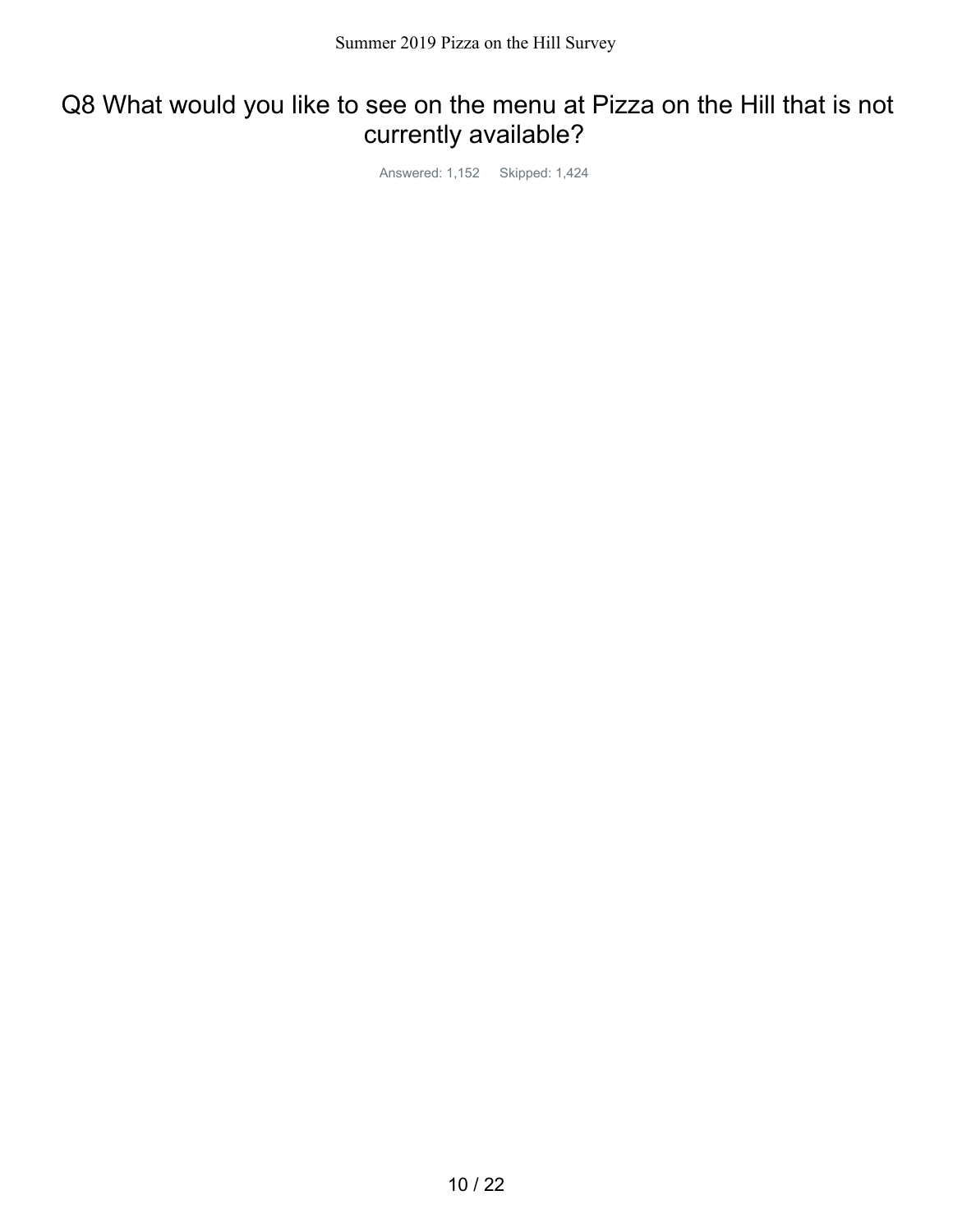# Q8 What would you like to see on the menu at Pizza on the Hill that is not currently available?

Answered: 1,152 Skipped: 1,424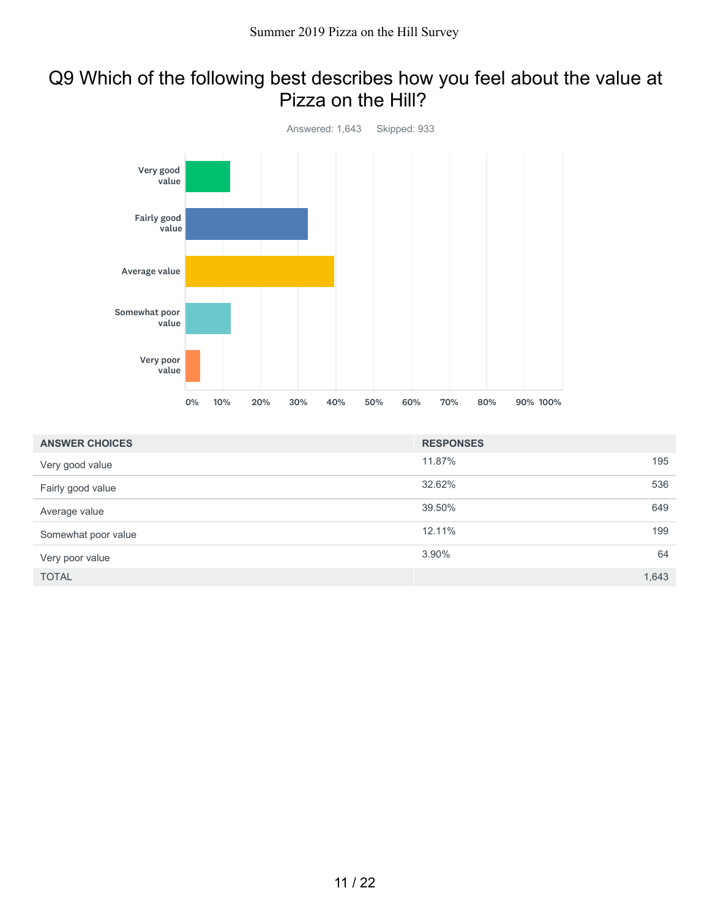# Q9 Which of the following best describes how you feel about the value at Pizza on the Hill?

Answered: 1,643    Skipped: 933

| ANSWER CHOICES | RESPONSES | |
|---|---|---|
| Very good value | 11.87% | 195 |
| Fairly good value | 32.62% | 536 |
| Average value | 39.50% | 649 |
| Somewhat poor value | 12.11% | 199 |
| Very poor value | 3.90% | 64 |
| TOTAL | | 1,643 |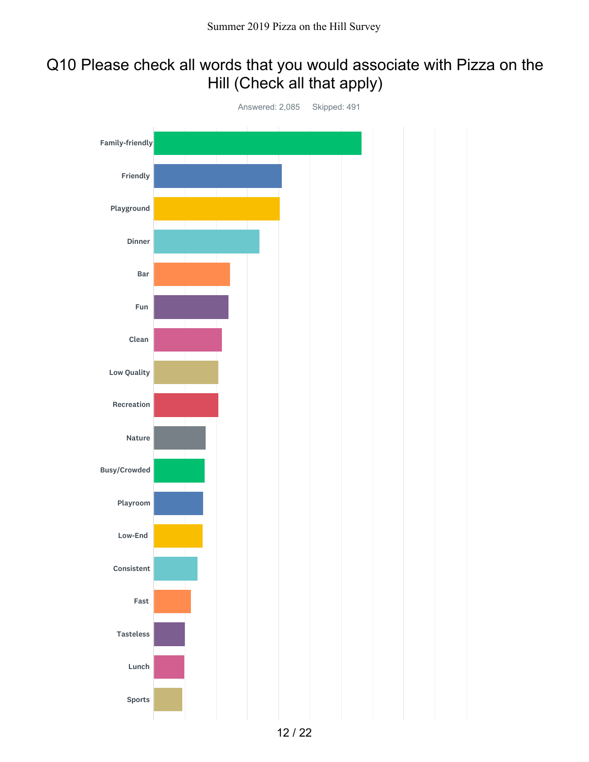# Q10 Please check all words that you would associate with Pizza on the Hill (Check all that apply)

Answered: 2,085 Skipped: 491

Family-friendly

Friendly

Playground

Dinner

Bar

Fun

Clean

Low Quality

Recreation

Nature

Busy/Crowded

Playroom

Low-End

Consistent

Fast

Tasteless

Lunch

Sports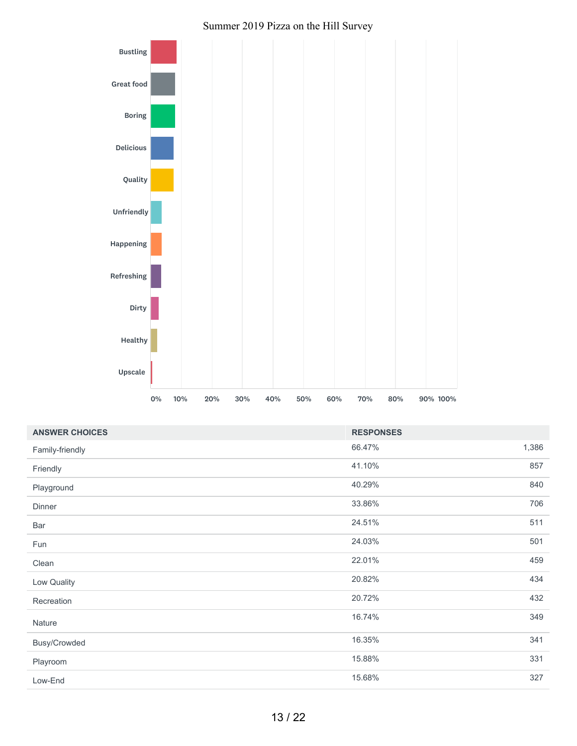Summer 2019 Pizza on the Hill Survey

Bustling

Great food

Boring

Delicious

Quality

Unfriendly

Happening

Refreshing

Dirty

Healthy

Upscale

0% 10% 20% 30% 40% 50% 60% 70% 80% 90% 100%

| ANSWER CHOICES | RESPONSES | |
|---|---|---|
| Family-friendly | 66.47% | 1,386 |
| Friendly | 41.10% | 857 |
| Playground | 40.29% | 840 |
| Dinner | 33.86% | 706 |
| Bar | 24.51% | 511 |
| Fun | 24.03% | 501 |
| Clean | 22.01% | 459 |
| Low Quality | 20.82% | 434 |
| Recreation | 20.72% | 432 |
| Nature | 16.74% | 349 |
| Busy/Crowded | 16.35% | 341 |
| Playroom | 15.88% | 331 |
| Low-End | 15.68% | 327 |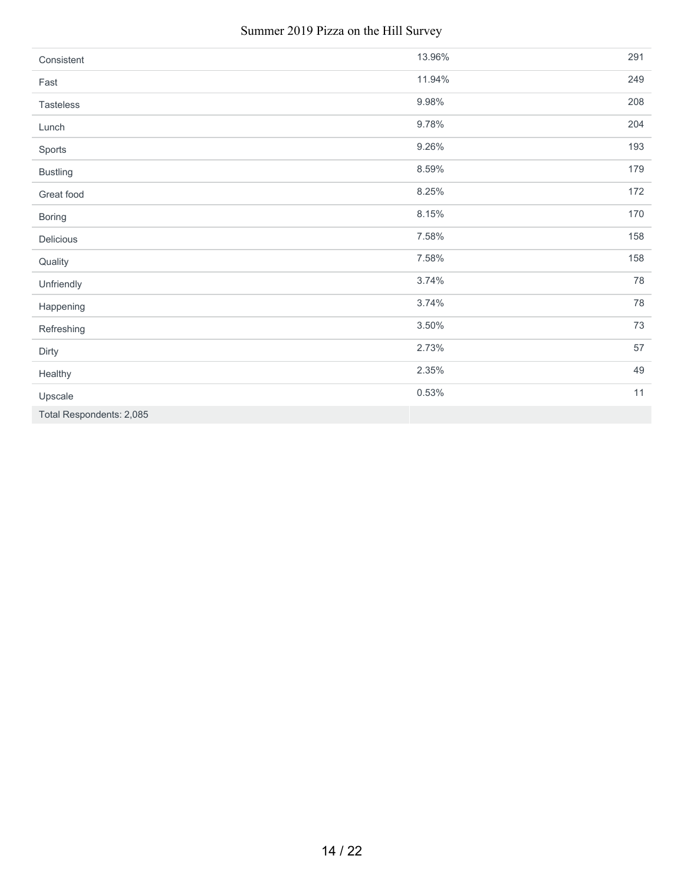| | | |
|---|---|---|
| Consistent | 13.96% | 291 |
| Fast | 11.94% | 249 |
| Tasteless | 9.98% | 208 |
| Lunch | 9.78% | 204 |
| Sports | 9.26% | 193 |
| Bustling | 8.59% | 179 |
| Great food | 8.25% | 172 |
| Boring | 8.15% | 170 |
| Delicious | 7.58% | 158 |
| Quality | 7.58% | 158 |
| Unfriendly | 3.74% | 78 |
| Happening | 3.74% | 78 |
| Refreshing | 3.50% | 73 |
| Dirty | 2.73% | 57 |
| Healthy | 2.35% | 49 |
| Upscale | 0.53% | 11 |
| Total Respondents: 2,085 | | |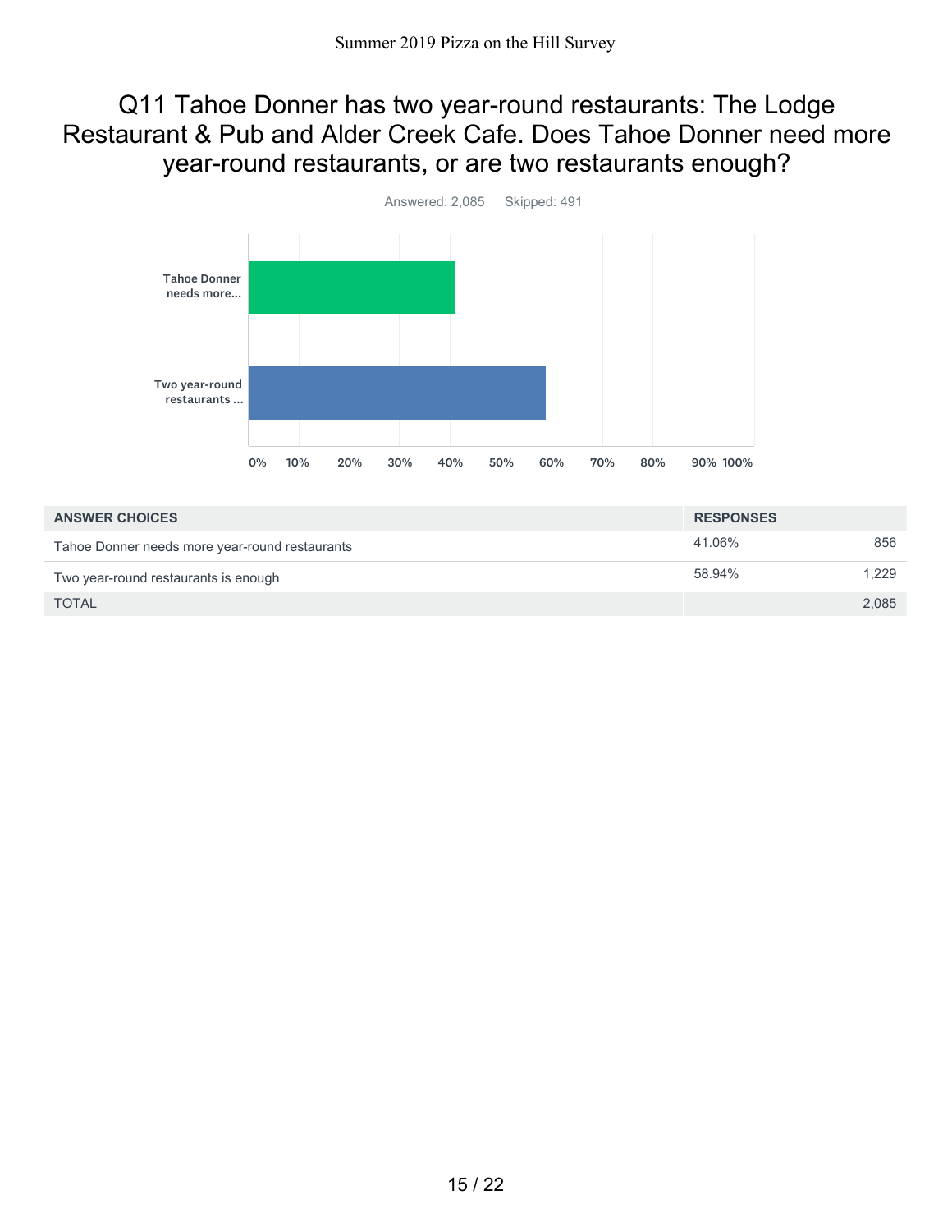# Q11 Tahoe Donner has two year-round restaurants: The Lodge Restaurant & Pub and Alder Creek Cafe. Does Tahoe Donner need more year-round restaurants, or are two restaurants enough?

Answered: 2,085 Skipped: 491

| ANSWER CHOICES | RESPONSES | |
|---|---|---|
| Tahoe Donner needs more year-round restaurants | 41.06% | 856 |
| Two year-round restaurants is enough | 58.94% | 1,229 |
| TOTAL | | 2,085 |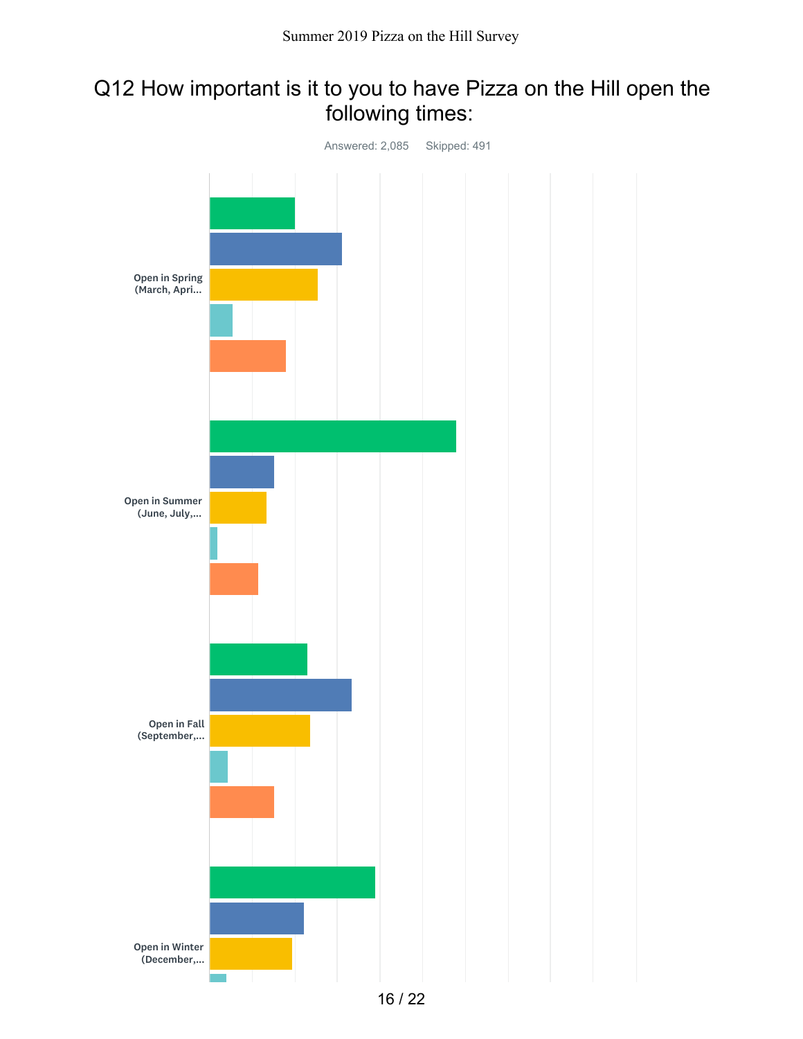# Q12 How important is it to you to have Pizza on the Hill open the following times:

Answered: 2,085 Skipped: 491

Open in Spring (March, Apri...

Open in Summer (June, July,...

Open in Fall (September,...

Open in Winter (December,...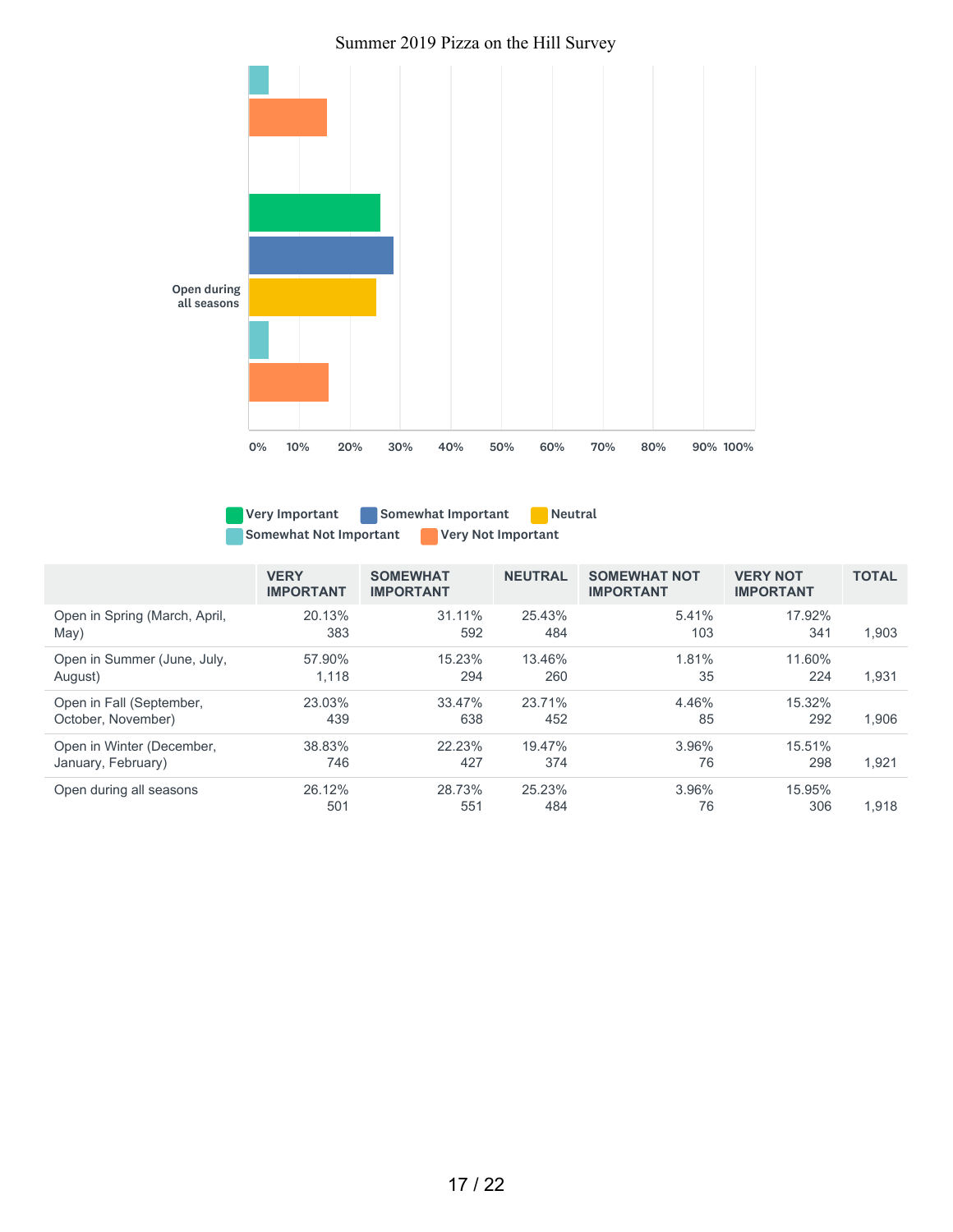Open during all seasons

0% 10% 20% 30% 40% 50% 60% 70% 80% 90% 100%

Very Important | Somewhat Important | Neutral | Somewhat Not Important | Very Not Important

| | VERY IMPORTANT | SOMEWHAT IMPORTANT | NEUTRAL | SOMEWHAT NOT IMPORTANT | VERY NOT IMPORTANT | TOTAL |
|---|---|---|---|---|---|---|
| Open in Spring (March, April, May) | 20.13% 383 | 31.11% 592 | 25.43% 484 | 5.41% 103 | 17.92% 341 | 1,903 |
| Open in Summer (June, July, August) | 57.90% 1,118 | 15.23% 294 | 13.46% 260 | 1.81% 35 | 11.60% 224 | 1,931 |
| Open in Fall (September, October, November) | 23.03% 439 | 33.47% 638 | 23.71% 452 | 4.46% 85 | 15.32% 292 | 1,906 |
| Open in Winter (December, January, February) | 38.83% 746 | 22.23% 427 | 19.47% 374 | 3.96% 76 | 15.51% 298 | 1,921 |
| Open during all seasons | 26.12% 501 | 28.73% 551 | 25.23% 484 | 3.96% 76 | 15.95% 306 | 1,918 |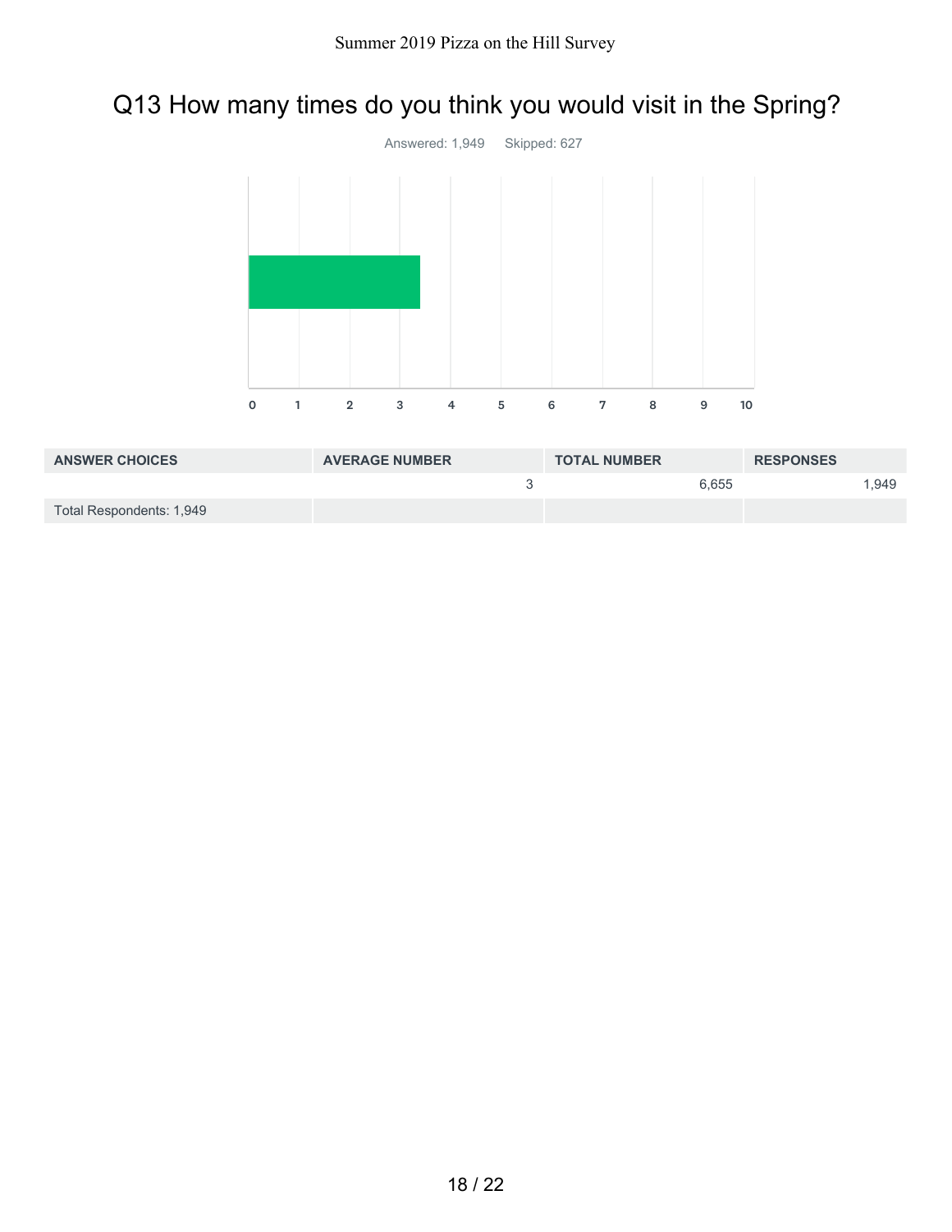## Q13 How many times do you think you would visit in the Spring?

Answered: 1,949 Skipped: 627

| ANSWER CHOICES | AVERAGE NUMBER | TOTAL NUMBER | RESPONSES |
|---|---|---|---|
| | 3 | 6,655 | 1,949 |
| Total Respondents: 1,949 | | | |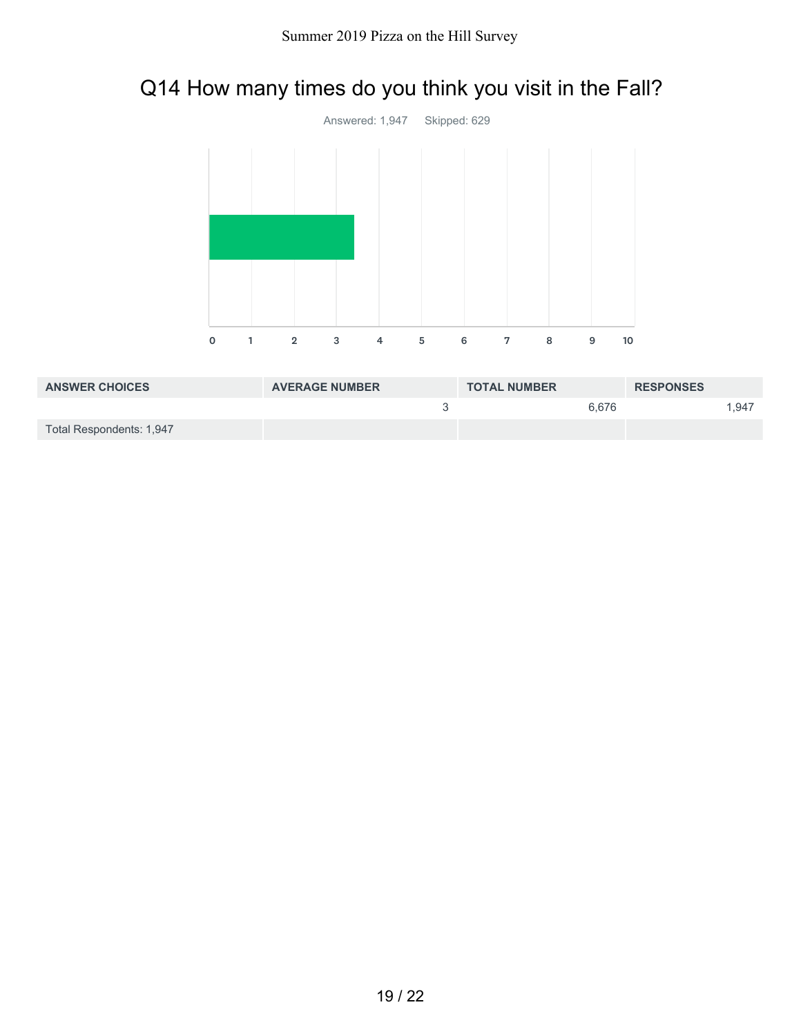## Q14 How many times do you think you visit in the Fall?

Answered: 1,947 Skipped: 629

0 1 2 3 4 5 6 7 8 9 10

| ANSWER CHOICES | AVERAGE NUMBER | TOTAL NUMBER | RESPONSES |
|---|---|---|---|
| | 3 | 6,676 | 1,947 |
| Total Respondents: 1,947 | | | |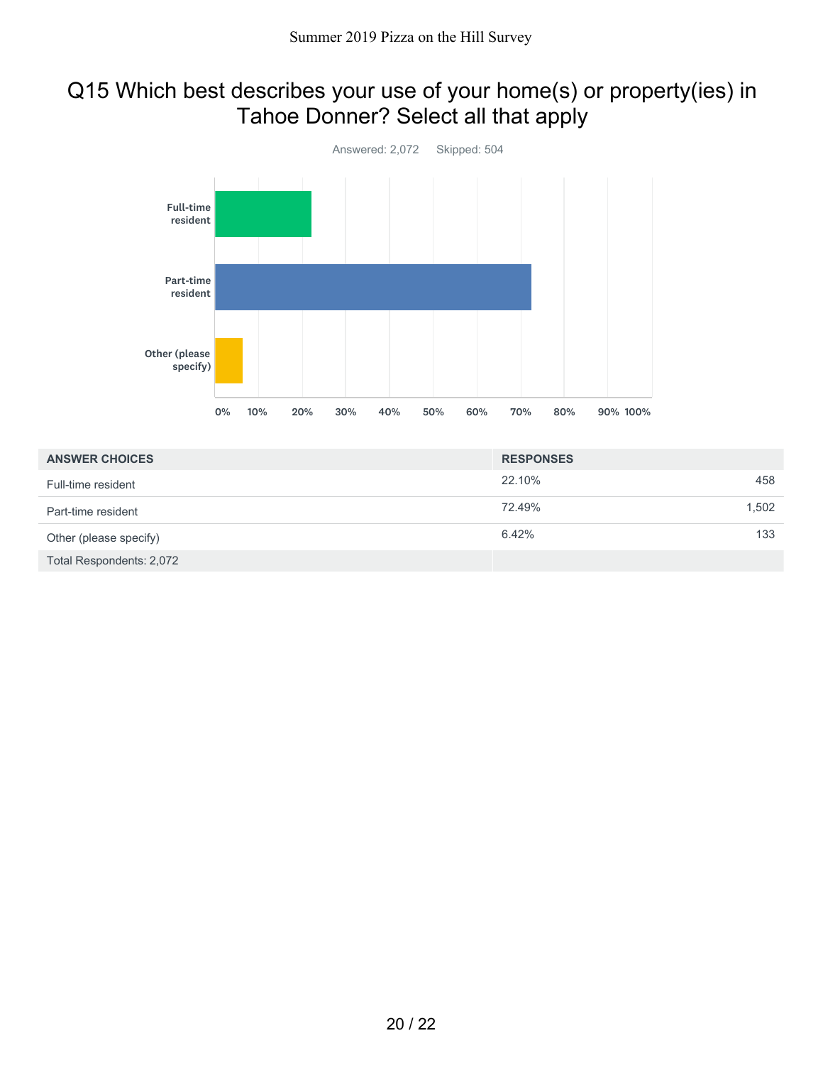# Q15 Which best describes your use of your home(s) or property(ies) in Tahoe Donner? Select all that apply

Answered: 2,072    Skipped: 504

| ANSWER CHOICES | RESPONSES | |
|---|---|---|
| Full-time resident | 22.10% | 458 |
| Part-time resident | 72.49% | 1,502 |
| Other (please specify) | 6.42% | 133 |
| Total Respondents: 2,072 | | |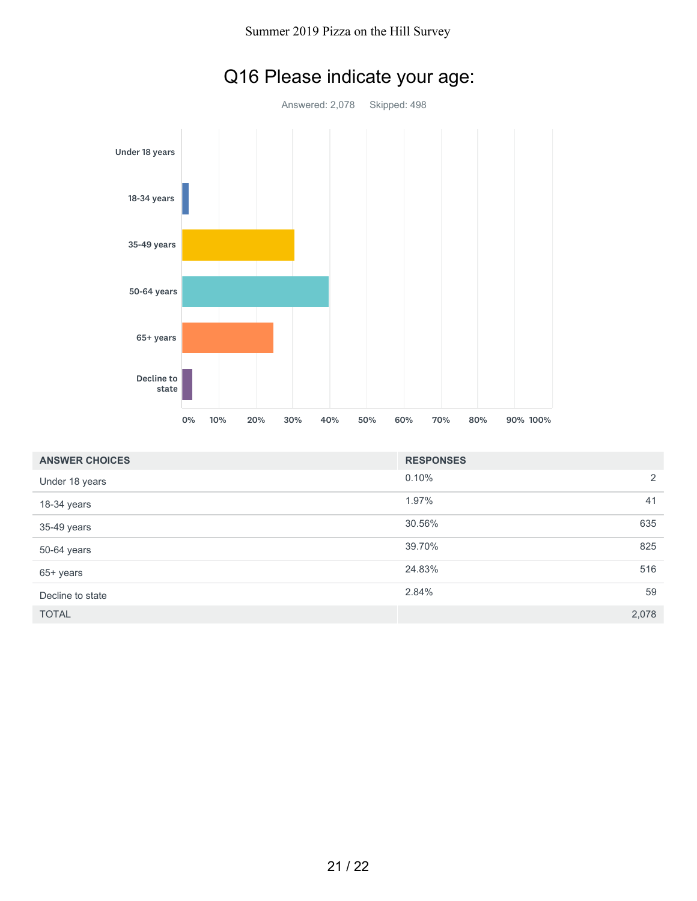# Q16 Please indicate your age:

Answered: 2,078    Skipped: 498

| ANSWER CHOICES | RESPONSES | |
|---|---|---|
| Under 18 years | 0.10% | 2 |
| 18-34 years | 1.97% | 41 |
| 35-49 years | 30.56% | 635 |
| 50-64 years | 39.70% | 825 |
| 65+ years | 24.83% | 516 |
| Decline to state | 2.84% | 59 |
| TOTAL | | 2,078 |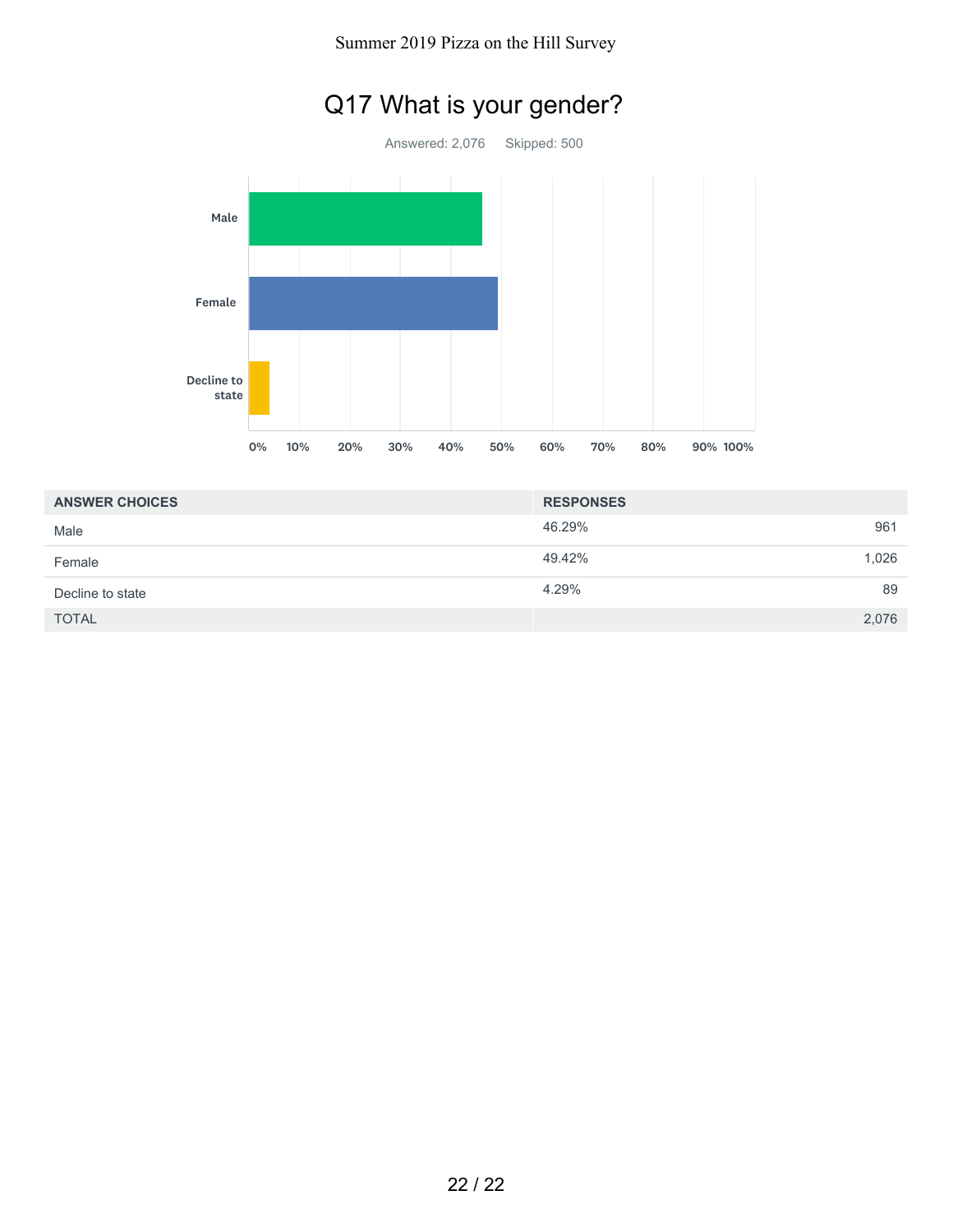# Q17 What is your gender?

Answered: 2,076 Skipped: 500

Male

Female

Decline to state

0% 10% 20% 30% 40% 50% 60% 70% 80% 90% 100%

| ANSWER CHOICES | RESPONSES | |
|---|---|---|
| Male | 46.29% | 961 |
| Female | 49.42% | 1,026 |
| Decline to state | 4.29% | 89 |
| TOTAL | | 2,076 |